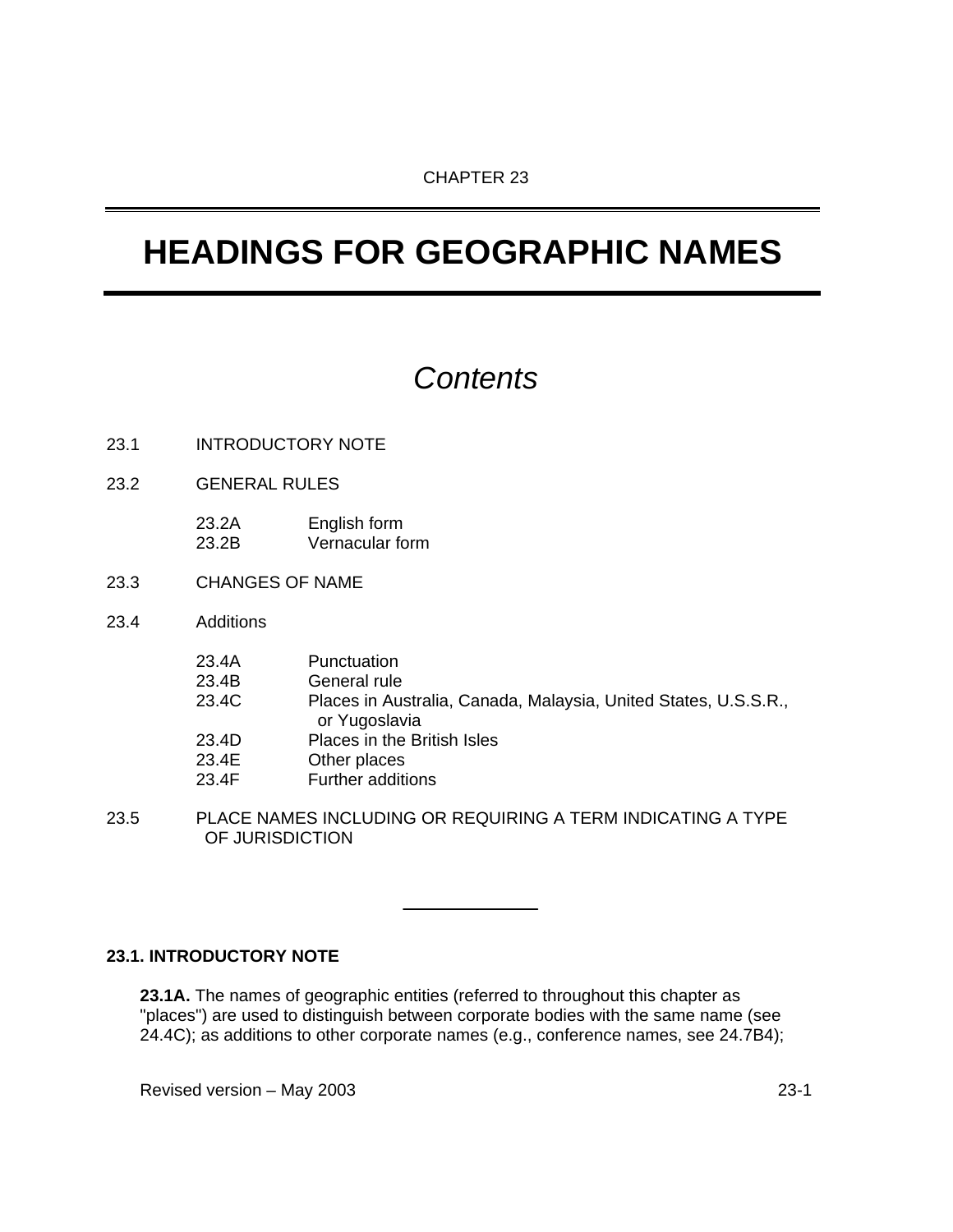CHAPTER 23

# HEADINGS FOR GEOGRAPHIC NAMES

## *Contents*

23.1 INTRODUCTORY NOTE

23.2 GENERAL RULES

- 23.2A English form
- 23.2B Vernacular form

23.3 CHANGES OF NAME

23.4 Additions

- 23.4A Punctuation
- 23.4B General rule
- 23.4C Places in Australia, Canada, Malaysia, United States, U.S.S.R., or Yugoslavia
- 23.4D Places in the British Isles
- 23.4E Other places
- 23.4F Further additions

23.5 PLACE NAMES INCLUDING OR REQUIRING A TERM INDICATING A TYPE OF JURISDICTION

---

### 23.1. INTRODUCTORY NOTE

**23.1A.** The names of geographic entities (referred to throughout this chapter as "places") are used to distinguish between corporate bodies with the same name (see 24.4C); as additions to other corporate names (e.g., conference names, see 24.7B4);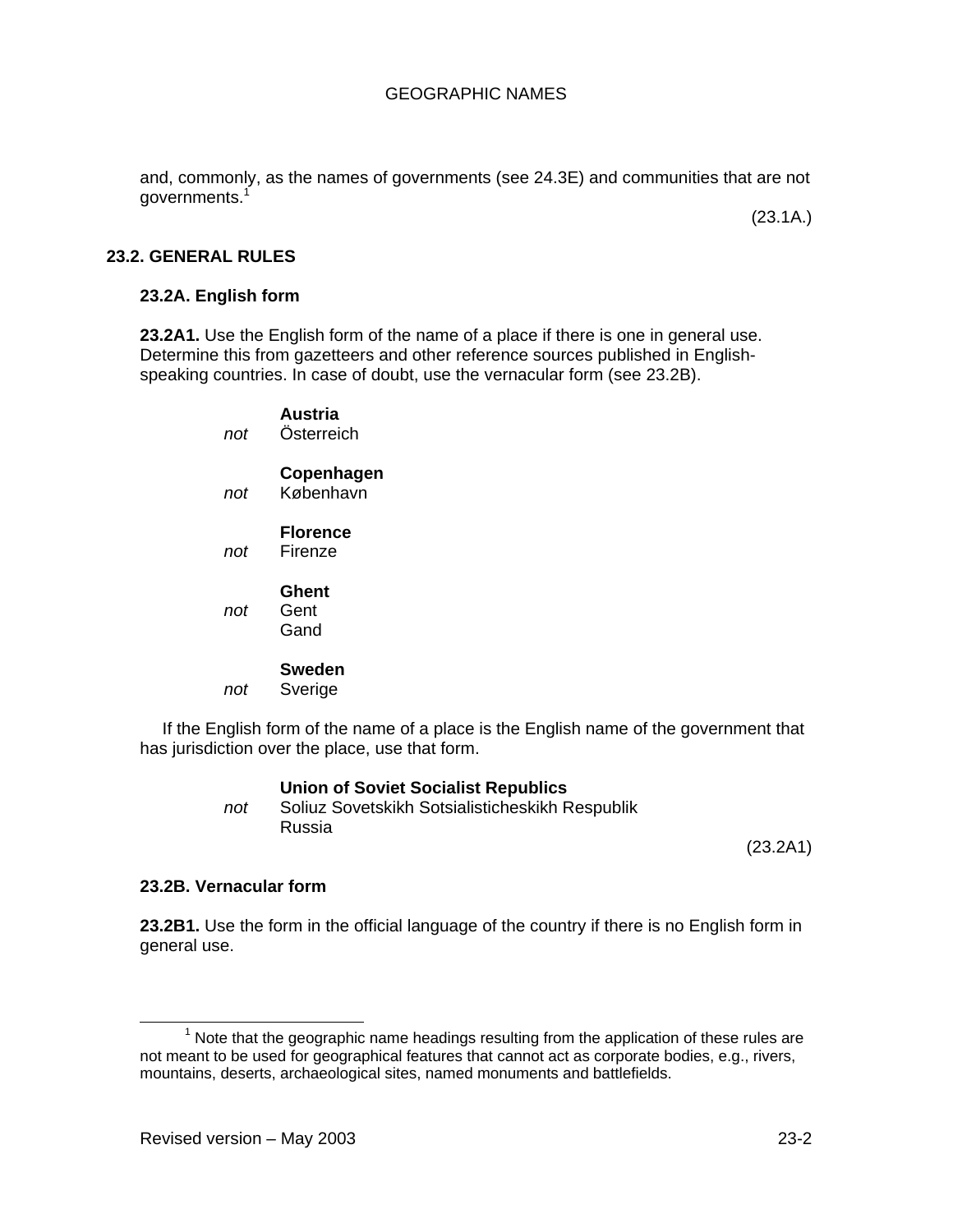and, commonly, as the names of governments (see 24.3E) and communities that are not governments.[1]

(23.1A.)

## 23.2. GENERAL RULES

### 23.2A. English form

**23.2A1.** Use the English form of the name of a place if there is one in general use. Determine this from gazetteers and other reference sources published in English-speaking countries. In case of doubt, use the vernacular form (see 23.2B).

**Austria**
*not* Österreich

**Copenhagen**
*not* København

**Florence**
*not* Firenze

**Ghent**
*not* Gent
Gand

**Sweden**
*not* Sverige

If the English form of the name of a place is the English name of the government that has jurisdiction over the place, use that form.

**Union of Soviet Socialist Republics**
*not* Soliuz Sovetskikh Sotsialisticheskikh Respublik
Russia

(23.2A1)

### 23.2B. Vernacular form

**23.2B1.** Use the form in the official language of the country if there is no English form in general use.

---

[1] Note that the geographic name headings resulting from the application of these rules are not meant to be used for geographical features that cannot act as corporate bodies, e.g., rivers, mountains, deserts, archaeological sites, named monuments and battlefields.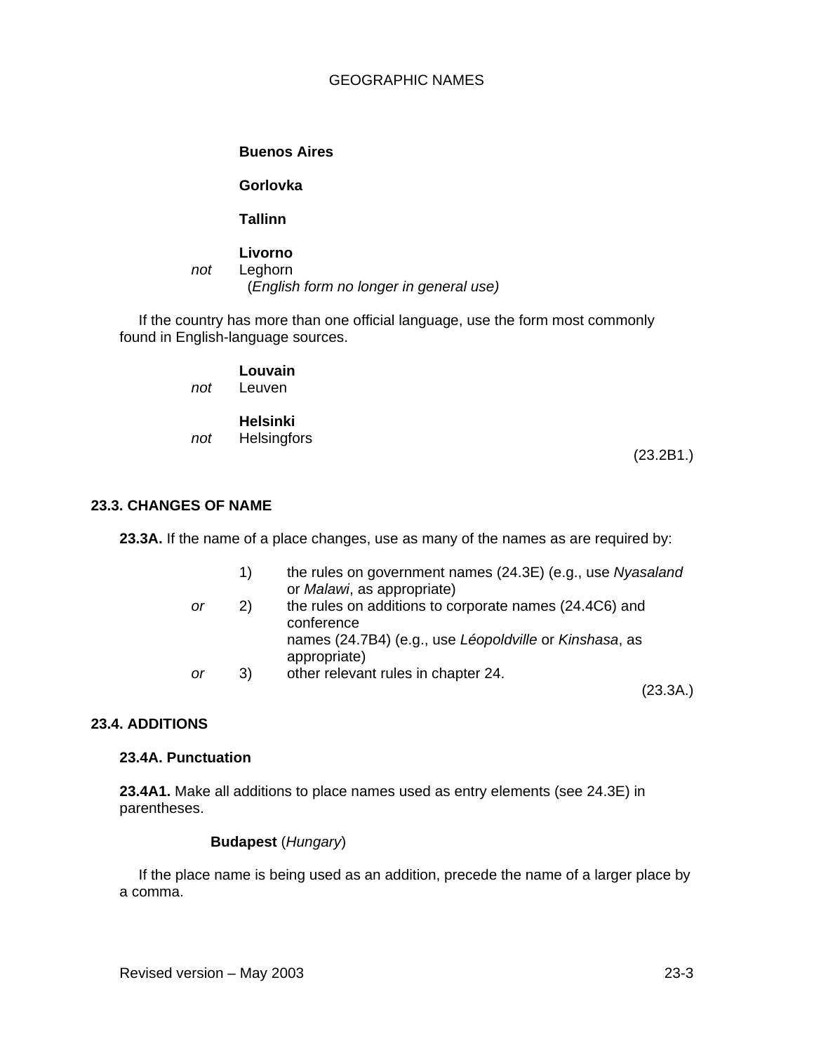**Buenos Aires**

**Gorlovka**

**Tallinn**

**Livorno**
*not* Leghorn
(*English form no longer in general use)*

If the country has more than one official language, use the form most commonly found in English-language sources.

**Louvain**
*not* Leuven

**Helsinki**
*not* Helsingfors

(23.2B1.)

## 23.3. CHANGES OF NAME

**23.3A.** If the name of a place changes, use as many of the names as are required by:

1) the rules on government names (24.3E) (e.g., use *Nyasaland* or *Malawi*, as appropriate)

*or* 2) the rules on additions to corporate names (24.4C6) and conference names (24.7B4) (e.g., use *Léopoldville* or *Kinshasa*, as appropriate)

*or* 3) other relevant rules in chapter 24.

(23.3A.)

## 23.4. ADDITIONS

### 23.4A. Punctuation

**23.4A1.** Make all additions to place names used as entry elements (see 24.3E) in parentheses.

**Budapest** (*Hungary*)

If the place name is being used as an addition, precede the name of a larger place by a comma.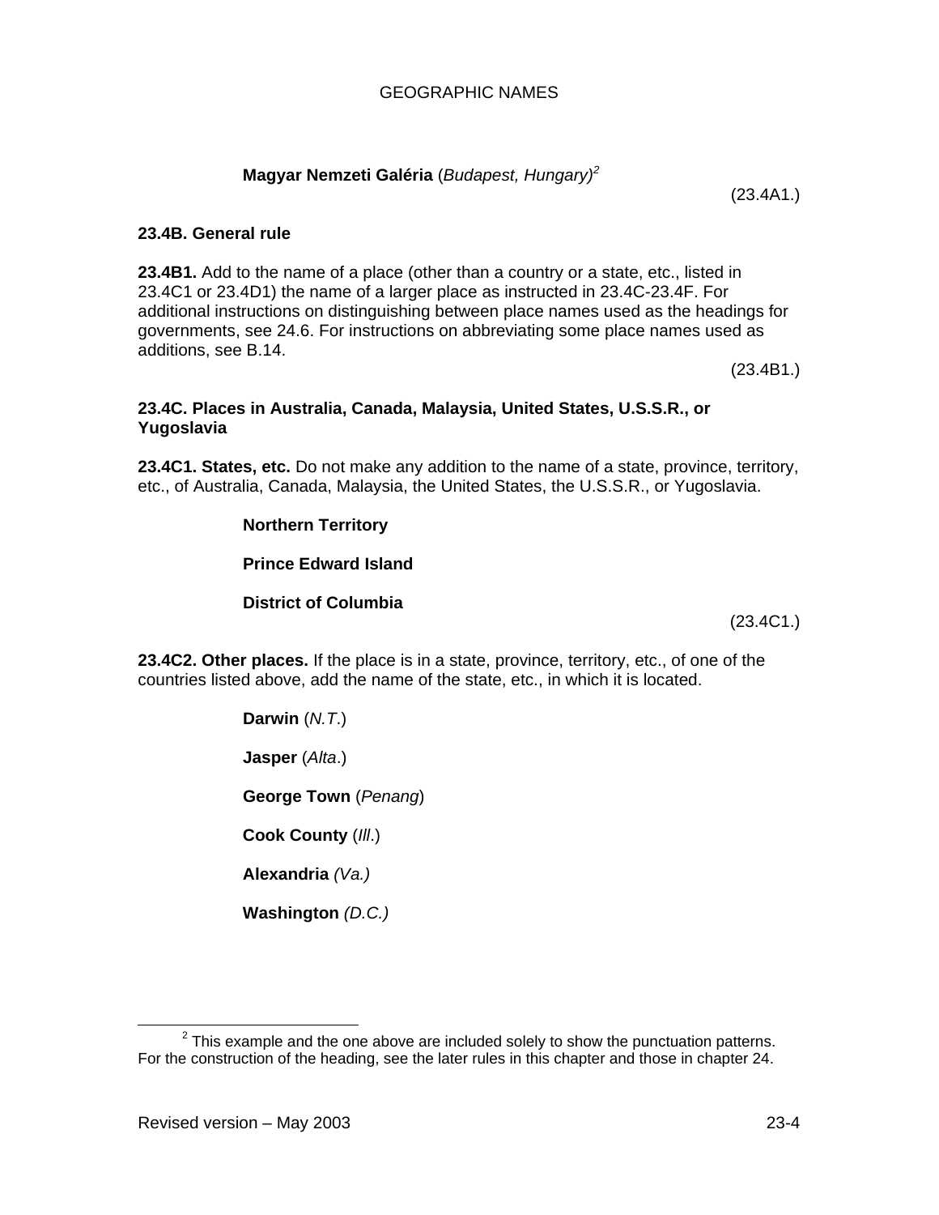**Magyar Nemzeti Galéria** (*Budapest, Hungary)*[2]

(23.4A1.)

**23.4B. General rule**

**23.4B1.** Add to the name of a place (other than a country or a state, etc., listed in 23.4C1 or 23.4D1) the name of a larger place as instructed in 23.4C-23.4F. For additional instructions on distinguishing between place names used as the headings for governments, see 24.6. For instructions on abbreviating some place names used as additions, see B.14.

(23.4B1.)

**23.4C. Places in Australia, Canada, Malaysia, United States, U.S.S.R., or Yugoslavia**

**23.4C1. States, etc.** Do not make any addition to the name of a state, province, territory, etc., of Australia, Canada, Malaysia, the United States, the U.S.S.R., or Yugoslavia.

**Northern Territory**

**Prince Edward Island**

**District of Columbia**

(23.4C1.)

**23.4C2. Other places.** If the place is in a state, province, territory, etc., of one of the countries listed above, add the name of the state, etc., in which it is located.

**Darwin** (*N.T*.)

**Jasper** (*Alta*.)

**George Town** (*Penang*)

**Cook County** (*Ill*.)

**Alexandria** *(Va.)*

**Washington** *(D.C.)*

---

[2] This example and the one above are included solely to show the punctuation patterns. For the construction of the heading, see the later rules in this chapter and those in chapter 24.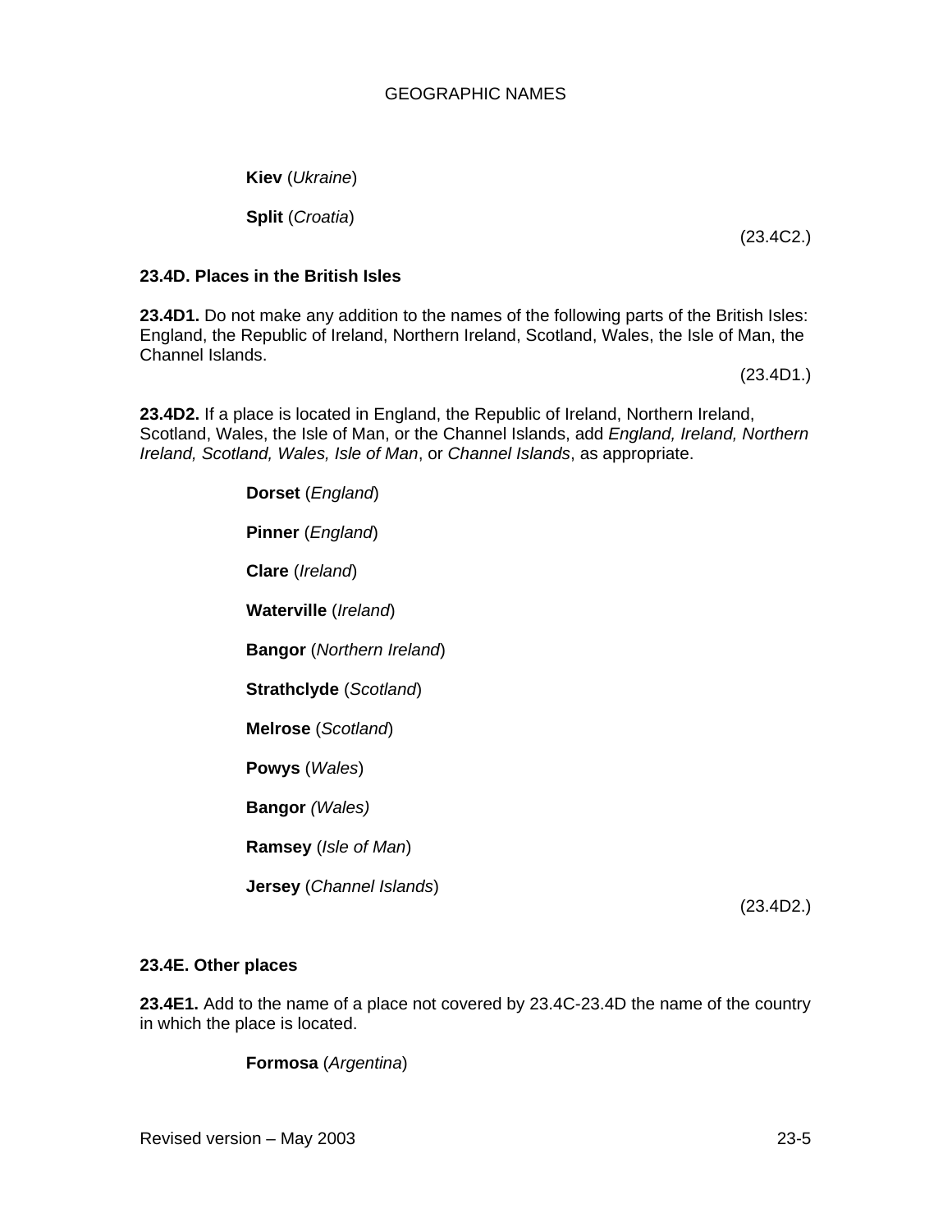**Kiev** (*Ukraine*)

**Split** (*Croatia*)

(23.4C2.)

### 23.4D. Places in the British Isles

**23.4D1.** Do not make any addition to the names of the following parts of the British Isles: England, the Republic of Ireland, Northern Ireland, Scotland, Wales, the Isle of Man, the Channel Islands.

(23.4D1.)

**23.4D2.** If a place is located in England, the Republic of Ireland, Northern Ireland, Scotland, Wales, the Isle of Man, or the Channel Islands, add *England, Ireland, Northern Ireland, Scotland, Wales, Isle of Man*, or *Channel Islands*, as appropriate.

**Dorset** (*England*)

**Pinner** (*England*)

**Clare** (*Ireland*)

**Waterville** (*Ireland*)

**Bangor** (*Northern Ireland*)

**Strathclyde** (*Scotland*)

**Melrose** (*Scotland*)

**Powys** (*Wales*)

**Bangor** *(Wales)*

**Ramsey** (*Isle of Man*)

**Jersey** (*Channel Islands*)

(23.4D2.)

### 23.4E. Other places

**23.4E1.** Add to the name of a place not covered by 23.4C-23.4D the name of the country in which the place is located.

**Formosa** (*Argentina*)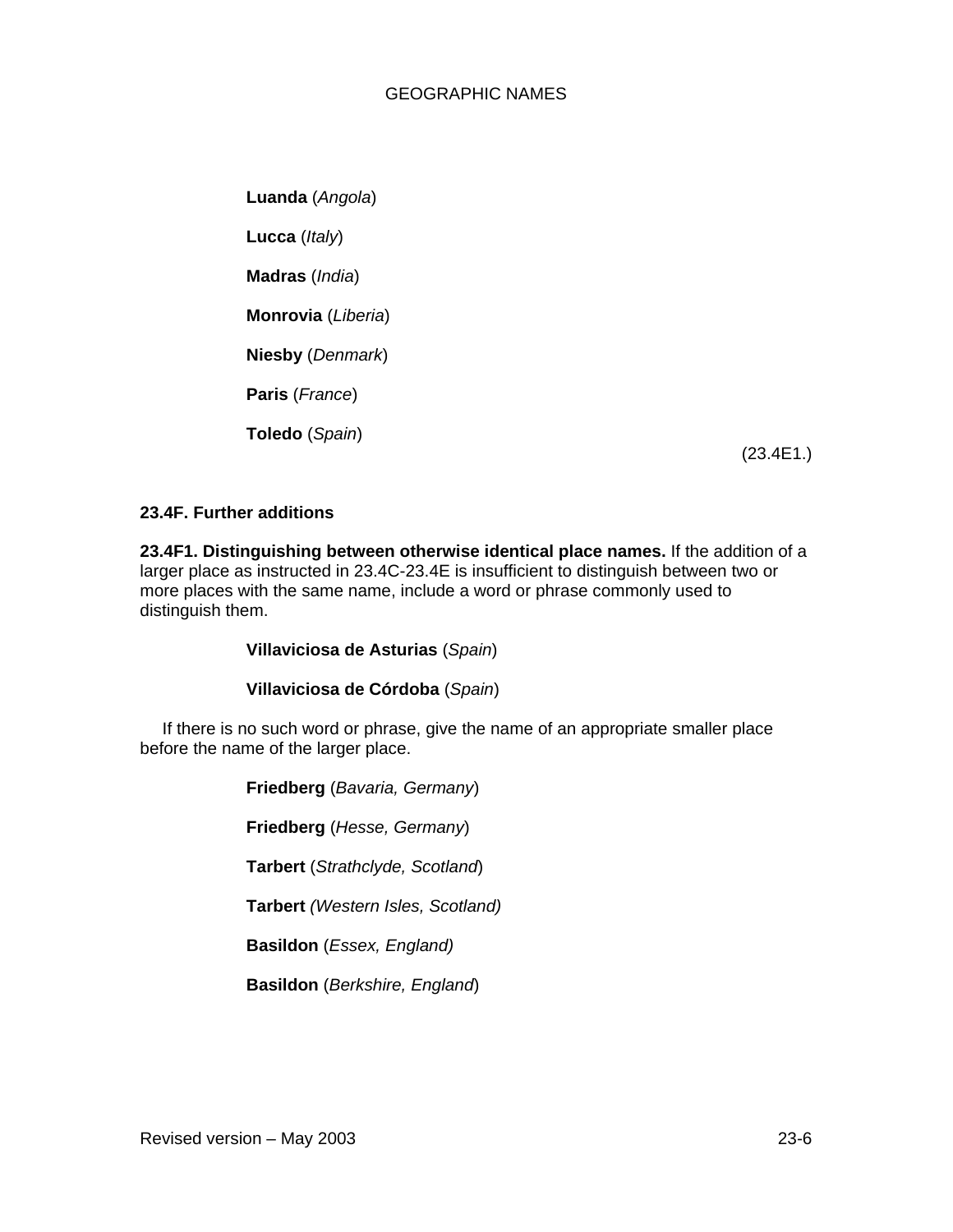**Luanda** (*Angola*)

**Lucca** (*Italy*)

**Madras** (*India*)

**Monrovia** (*Liberia*)

**Niesby** (*Denmark*)

**Paris** (*France*)

**Toledo** (*Spain*)

(23.4E1.)

### 23.4F. Further additions

**23.4F1. Distinguishing between otherwise identical place names.** If the addition of a larger place as instructed in 23.4C-23.4E is insufficient to distinguish between two or more places with the same name, include a word or phrase commonly used to distinguish them.

**Villaviciosa de Asturias** (*Spain*)

**Villaviciosa de Córdoba** (*Spain*)

If there is no such word or phrase, give the name of an appropriate smaller place before the name of the larger place.

**Friedberg** (*Bavaria, Germany*)

**Friedberg** (*Hesse, Germany*)

**Tarbert** (*Strathclyde, Scotland*)

**Tarbert** *(Western Isles, Scotland)*

**Basildon** (*Essex, England)*

**Basildon** (*Berkshire, England*)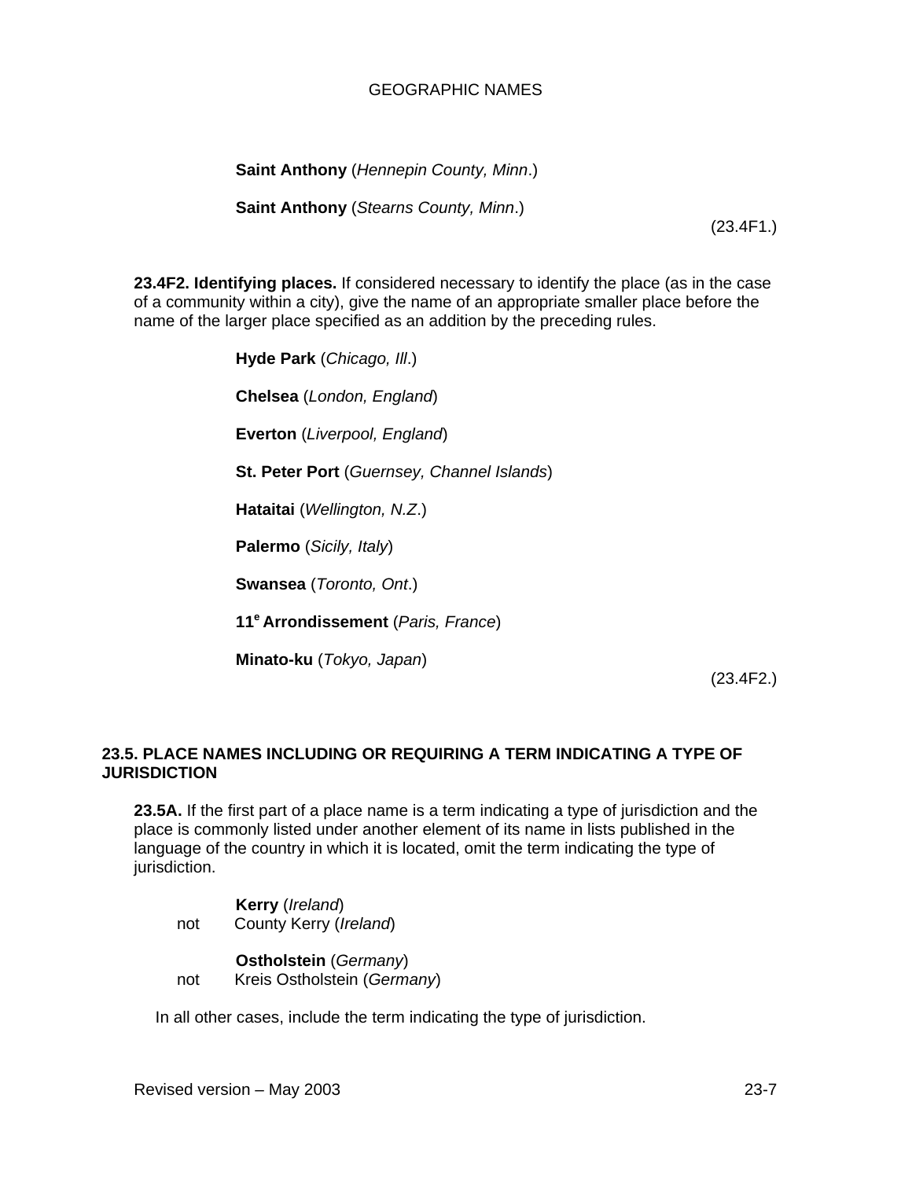**Saint Anthony** (*Hennepin County, Minn*.)

**Saint Anthony** (*Stearns County, Minn*.)

(23.4F1.)

**23.4F2. Identifying places.** If considered necessary to identify the place (as in the case of a community within a city), give the name of an appropriate smaller place before the name of the larger place specified as an addition by the preceding rules.

**Hyde Park** (*Chicago, Ill*.)

**Chelsea** (*London, England*)

**Everton** (*Liverpool, England*)

**St. Peter Port** (*Guernsey, Channel Islands*)

**Hataitai** (*Wellington, N.Z*.)

**Palermo** (*Sicily, Italy*)

**Swansea** (*Toronto, Ont*.)

**11e Arrondissement** (*Paris, France*)

**Minato-ku** (*Tokyo, Japan*)

(23.4F2.)

## 23.5. PLACE NAMES INCLUDING OR REQUIRING A TERM INDICATING A TYPE OF JURISDICTION

**23.5A.** If the first part of a place name is a term indicating a type of jurisdiction and the place is commonly listed under another element of its name in lists published in the language of the country in which it is located, omit the term indicating the type of jurisdiction.

**Kerry** (*Ireland*)
not County Kerry (*Ireland*)

**Ostholstein** (*Germany*)
not Kreis Ostholstein (*Germany*)

In all other cases, include the term indicating the type of jurisdiction.

Revised version – May 2003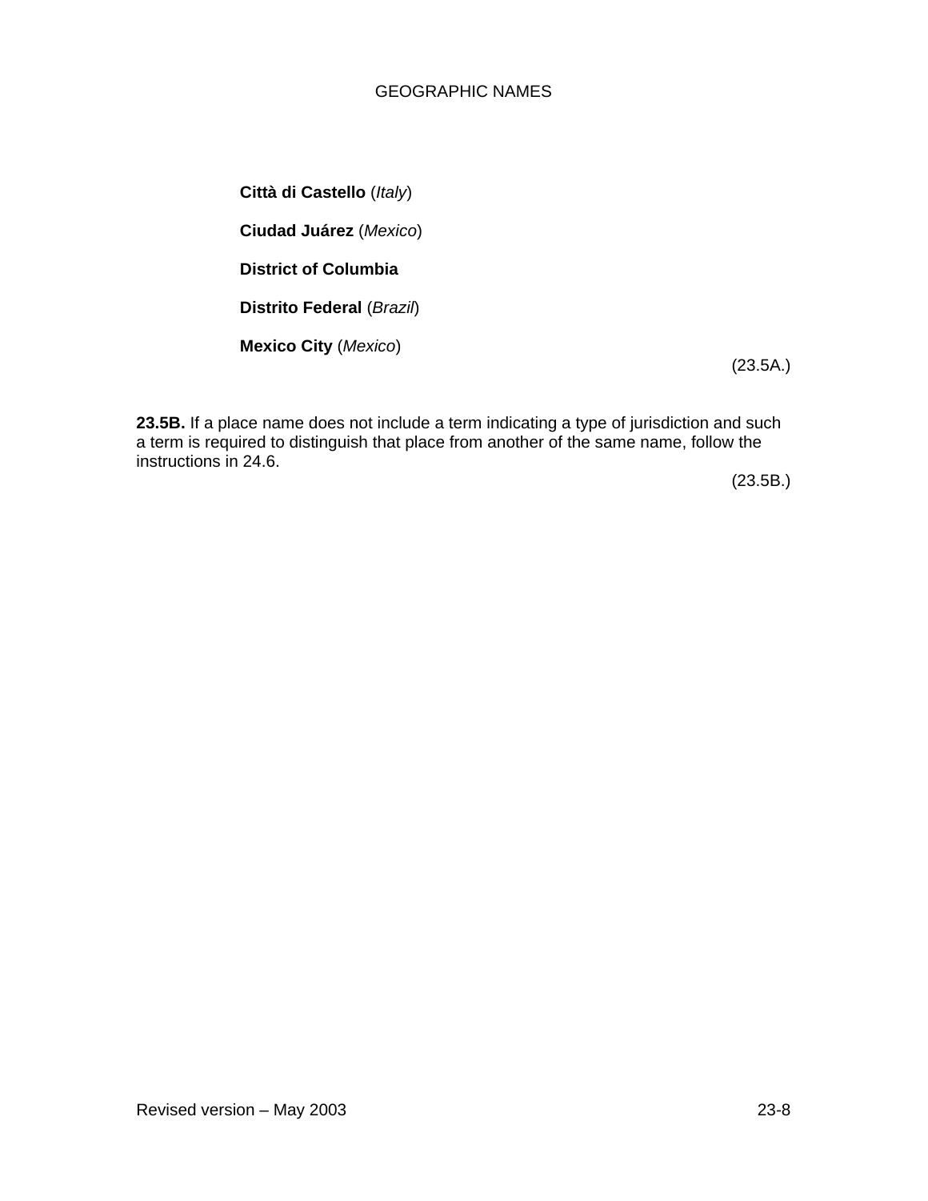**Città di Castello** (*Italy*)

**Ciudad Juárez** (*Mexico*)

**District of Columbia**

**Distrito Federal** (*Brazil*)

**Mexico City** (*Mexico*)

(23.5A.)

**23.5B.** If a place name does not include a term indicating a type of jurisdiction and such a term is required to distinguish that place from another of the same name, follow the instructions in 24.6.

(23.5B.)